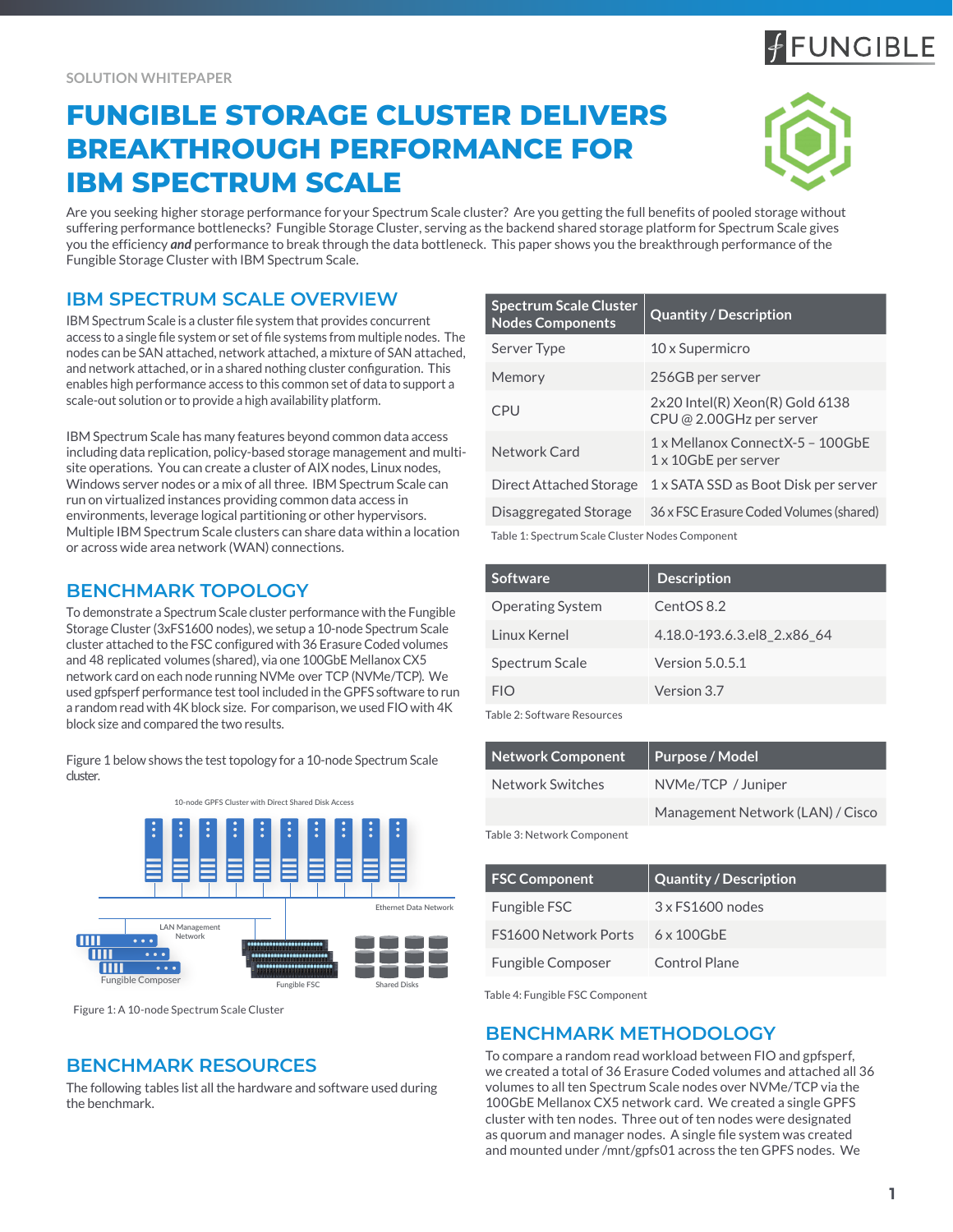SOLUTION WHITEPAPER

# FUNGIBLE STORAGE CLUSTER DELIVERS BREAKTHROUGH PERFORMANCE FOR IBM SPECTRUM SCALE

Are you seeking higher storage performance for your Spectrum Scale cluster? Are you getting the full benefits of pooled storage without suffering performance bottlenecks? Fungible Storage Cluster, serving as the backend shared storage platform for Spectrum Scale gives you the efficiency ***and*** performance to break through the data bottleneck. This paper shows you the breakthrough performance of the Fungible Storage Cluster with IBM Spectrum Scale.

## IBM SPECTRUM SCALE OVERVIEW

IBM Spectrum Scale is a cluster file system that provides concurrent access to a single file system or set of file systems from multiple nodes. The nodes can be SAN attached, network attached, a mixture of SAN attached, and network attached, or in a shared nothing cluster configuration. This enables high performance access to this common set of data to support a scale-out solution or to provide a high availability platform.

IBM Spectrum Scale has many features beyond common data access including data replication, policy-based storage management and multi-site operations. You can create a cluster of AIX nodes, Linux nodes, Windows server nodes or a mix of all three. IBM Spectrum Scale can run on virtualized instances providing common data access in environments, leverage logical partitioning or other hypervisors. Multiple IBM Spectrum Scale clusters can share data within a location or across wide area network (WAN) connections.

## BENCHMARK TOPOLOGY

To demonstrate a Spectrum Scale cluster performance with the Fungible Storage Cluster (3xFS1600 nodes), we setup a 10-node Spectrum Scale cluster attached to the FSC configured with 36 Erasure Coded volumes and 48 replicated volumes (shared), via one 100GbE Mellanox CX5 network card on each node running NVMe over TCP (NVMe/TCP). We used gpfsperf performance test tool included in the GPFS software to run a random read with 4K block size. For comparison, we used FIO with 4K block size and compared the two results.

Figure 1 below shows the test topology for a 10-node Spectrum Scale cluster.

10-node GPFS Cluster with Direct Shared Disk Access

Ethernet Data Network — LAN Management Network — Fungible Composer — Fungible FSC — Shared Disks

Figure 1: A 10-node Spectrum Scale Cluster

## BENCHMARK RESOURCES

The following tables list all the hardware and software used during the benchmark.

| Spectrum Scale Cluster Nodes Components | Quantity / Description |
|---|---|
| Server Type | 10 x Supermicro |
| Memory | 256GB per server |
| CPU | 2x20 Intel(R) Xeon(R) Gold 6138 CPU @ 2.00GHz per server |
| Network Card | 1 x Mellanox ConnectX-5 – 100GbE<br>1 x 10GbE per server |
| Direct Attached Storage | 1 x SATA SSD as Boot Disk per server |
| Disaggregated Storage | 36 x FSC Erasure Coded Volumes (shared) |

Table 1: Spectrum Scale Cluster Nodes Component

| Software | Description |
|---|---|
| Operating System | CentOS 8.2 |
| Linux Kernel | 4.18.0-193.6.3.el8_2.x86_64 |
| Spectrum Scale | Version 5.0.5.1 |
| FIO | Version 3.7 |

Table 2: Software Resources

| Network Component | Purpose / Model |
|---|---|
| Network Switches | NVMe/TCP / Juniper |
| | Management Network (LAN) / Cisco |

Table 3: Network Component

| FSC Component | Quantity / Description |
|---|---|
| Fungible FSC | 3 x FS1600 nodes |
| FS1600 Network Ports | 6 x 100GbE |
| Fungible Composer | Control Plane |

Table 4: Fungible FSC Component

## BENCHMARK METHODOLOGY

To compare a random read workload between FIO and gpfsperf, we created a total of 36 Erasure Coded volumes and attached all 36 volumes to all ten Spectrum Scale nodes over NVMe/TCP via the 100GbE Mellanox CX5 network card. We created a single GPFS cluster with ten nodes. Three out of ten nodes were designated as quorum and manager nodes. A single file system was created and mounted under /mnt/gpfs01 across the ten GPFS nodes. We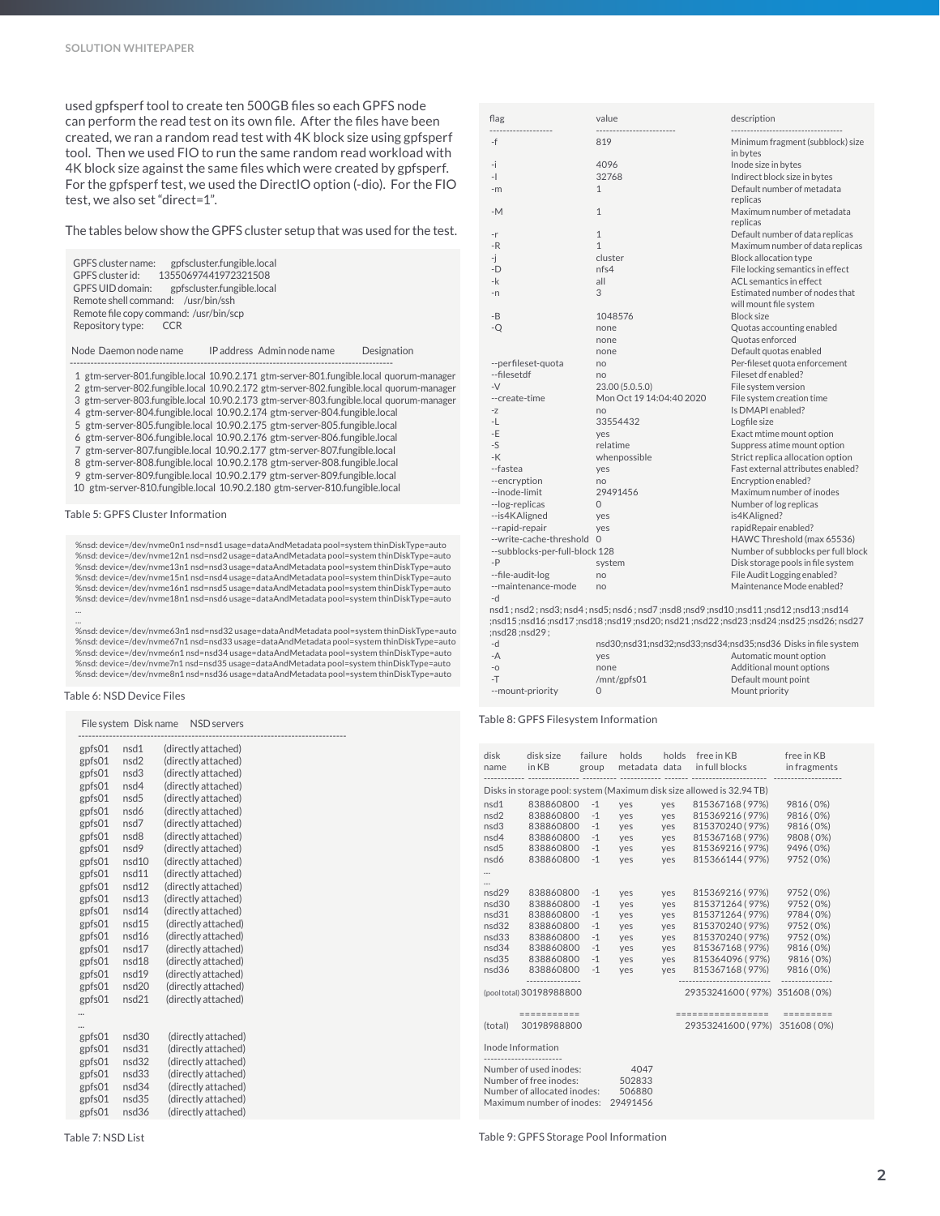used gpfsperf tool to create ten 500GB files so each GPFS node can perform the read test on its own file. After the files have been created, we ran a random read test with 4K block size using gpfsperf tool. Then we used FIO to run the same random read workload with 4K block size against the same files which were created by gpfsperf. For the gpfsperf test, we used the DirectIO option (-dio). For the FIO test, we also set "direct=1".

The tables below show the GPFS cluster setup that was used for the test.

```
GPFS cluster name:      gpfscluster.fungible.local
GPFS cluster id:        13550697441972321508
GPFS UID domain:        gpfscluster.fungible.local
Remote shell command:   /usr/bin/ssh
Remote file copy command: /usr/bin/scp
Repository type:        CCR

Node  Daemon node name   IP address  Admin node name   Designation
----------------------------------------------------------------------------------------
1  gtm-server-801.fungible.local 10.90.2.171 gtm-server-801.fungible.local quorum-manager
2  gtm-server-802.fungible.local 10.90.2.172 gtm-server-802.fungible.local quorum-manager
3  gtm-server-803.fungible.local 10.90.2.173 gtm-server-803.fungible.local quorum-manager
4  gtm-server-804.fungible.local 10.90.2.174 gtm-server-804.fungible.local
5  gtm-server-805.fungible.local 10.90.2.175 gtm-server-805.fungible.local
6  gtm-server-806.fungible.local 10.90.2.176 gtm-server-806.fungible.local
7  gtm-server-807.fungible.local 10.90.2.177 gtm-server-807.fungible.local
8  gtm-server-808.fungible.local 10.90.2.178 gtm-server-808.fungible.local
9  gtm-server-809.fungible.local 10.90.2.179 gtm-server-809.fungible.local
10 gtm-server-810.fungible.local 10.90.2.180 gtm-server-810.fungible.local
```

Table 5: GPFS Cluster Information

```
%nsd: device=/dev/nvme0n1 nsd=nsd1 usage=dataAndMetadata pool=system thinDiskType=auto
%nsd: device=/dev/nvme12n1 nsd=nsd2 usage=dataAndMetadata pool=system thinDiskType=auto
%nsd: device=/dev/nvme13n1 nsd=nsd3 usage=dataAndMetadata pool=system thinDiskType=auto
%nsd: device=/dev/nvme15n1 nsd=nsd4 usage=dataAndMetadata pool=system thinDiskType=auto
%nsd: device=/dev/nvme16n1 nsd=nsd5 usage=dataAndMetadata pool=system thinDiskType=auto
%nsd: device=/dev/nvme18n1 nsd=nsd6 usage=dataAndMetadata pool=system thinDiskType=auto
...
...
%nsd: device=/dev/nvme63n1 nsd=nsd32 usage=dataAndMetadata pool=system thinDiskType=auto
%nsd: device=/dev/nvme67n1 nsd=nsd33 usage=dataAndMetadata pool=system thinDiskType=auto
%nsd: device=/dev/nvme6n1 nsd=nsd34 usage=dataAndMetadata pool=system thinDiskType=auto
%nsd: device=/dev/nvme7n1 nsd=nsd35 usage=dataAndMetadata pool=system thinDiskType=auto
%nsd: device=/dev/nvme8n1 nsd=nsd36 usage=dataAndMetadata pool=system thinDiskType=auto
```

Table 6: NSD Device Files

```
File system  Disk name   NSD servers
---------------------------------------------------------------------------
gpfs01   nsd1    (directly attached)
gpfs01   nsd2    (directly attached)
gpfs01   nsd3    (directly attached)
gpfs01   nsd4    (directly attached)
gpfs01   nsd5    (directly attached)
gpfs01   nsd6    (directly attached)
gpfs01   nsd7    (directly attached)
gpfs01   nsd8    (directly attached)
gpfs01   nsd9    (directly attached)
gpfs01   nsd10   (directly attached)
gpfs01   nsd11   (directly attached)
gpfs01   nsd12   (directly attached)
gpfs01   nsd13   (directly attached)
gpfs01   nsd14   (directly attached)
gpfs01   nsd15   (directly attached)
gpfs01   nsd16   (directly attached)
gpfs01   nsd17   (directly attached)
gpfs01   nsd18   (directly attached)
gpfs01   nsd19   (directly attached)
gpfs01   nsd20   (directly attached)
gpfs01   nsd21   (directly attached)
...
...
gpfs01   nsd30   (directly attached)
gpfs01   nsd31   (directly attached)
gpfs01   nsd32   (directly attached)
gpfs01   nsd33   (directly attached)
gpfs01   nsd34   (directly attached)
gpfs01   nsd35   (directly attached)
gpfs01   nsd36   (directly attached)
```

Table 7: NSD List

```
flag                  value                      description
-------------------   ------------------------   -----------------------------------
-f                    819                        Minimum fragment (subblock) size in bytes
-i                    4096                       Inode size in bytes
-I                    32768                      Indirect block size in bytes
-m                    1                          Default number of metadata replicas
-M                    1                          Maximum number of metadata replicas
-r                    1                          Default number of data replicas
-R                    1                          Maximum number of data replicas
-j                    cluster                    Block allocation type
-D                    nfs4                       File locking semantics in effect
-k                    all                        ACL semantics in effect
-n                    3                          Estimated number of nodes that will mount file system
-B                    1048576                    Block size
-Q                    none                       Quotas accounting enabled
                      none                       Quotas enforced
                      none                       Default quotas enabled
--perfileset-quota    no                         Per-fileset quota enforcement
--filesetdf           no                         Fileset df enabled?
-V                    23.00 (5.0.5.0)            File system version
--create-time         Mon Oct 19 14:04:40 2020   File system creation time
-z                    no                         Is DMAPI enabled?
-L                    33554432                   Logfile size
-E                    yes                        Exact mtime mount option
-S                    relatime                   Suppress atime mount option
-K                    whenpossible               Strict replica allocation option
--fastea              yes                        Fast external attributes enabled?
--encryption          no                         Encryption enabled?
--inode-limit         29491456                   Maximum number of inodes
--log-replicas        0                          Number of log replicas
--is4KAligned         yes                        is4KAligned?
--rapid-repair        yes                        rapidRepair enabled?
--write-cache-threshold 0                        HAWC Threshold (max 65536)
--subblocks-per-full-block 128                   Number of subblocks per full block
-P                    system                     Disk storage pools in file system
--file-audit-log      no                         File Audit Logging enabled?
--maintenance-mode    no                         Maintenance Mode enabled?
-d
nsd1 ; nsd2 ; nsd3; nsd4 ; nsd5; nsd6 ; nsd7 ;nsd8 ;nsd9 ;nsd10 ;nsd11 ;nsd12 ;nsd13 ;nsd14
;nsd15 ;nsd16 ;nsd17 ;nsd18 ;nsd19 ;nsd20; nsd21 ;nsd22 ;nsd23 ;nsd24 ;nsd25 ;nsd26; nsd27
;nsd28 ;nsd29 ;
-d                    nsd30;nsd31;nsd32;nsd33;nsd34;nsd35;nsd36  Disks in file system
-A                    yes                        Automatic mount option
-o                    none                       Additional mount options
-T                    /mnt/gpfs01                Default mount point
--mount-priority      0                          Mount priority
```

Table 8: GPFS Filesystem Information

```
disk         disk size      failure   holds      holds   free in KB            free in KB
name         in KB          group     metadata   data    in full blocks        in fragments
-----------  -------------  --------  ---------  ------  --------------------  ---------------
Disks in storage pool: system (Maximum disk size allowed is 32.94 TB)
nsd1         838860800      -1        yes        yes     815367168 ( 97%)      9816 ( 0%)
nsd2         838860800      -1        yes        yes     815369216 ( 97%)      9816 ( 0%)
nsd3         838860800      -1        yes        yes     815370240 ( 97%)      9816 ( 0%)
nsd4         838860800      -1        yes        yes     815367168 ( 97%)      9808 ( 0%)
nsd5         838860800      -1        yes        yes     815369216 ( 97%)      9496 ( 0%)
nsd6         838860800      -1        yes        yes     815366144 ( 97%)      9752 ( 0%)
...
...
nsd29        838860800      -1        yes        yes     815369216 ( 97%)      9752 ( 0%)
nsd30        838860800      -1        yes        yes     815371264 ( 97%)      9752 ( 0%)
nsd31        838860800      -1        yes        yes     815371264 ( 97%)      9784 ( 0%)
nsd32        838860800      -1        yes        yes     815370240 ( 97%)      9752 ( 0%)
nsd33        838860800      -1        yes        yes     815370240 ( 97%)      9752 ( 0%)
nsd34        838860800      -1        yes        yes     815367168 ( 97%)      9816 ( 0%)
nsd35        838860800      -1        yes        yes     815364096 ( 97%)      9816 ( 0%)
nsd36        838860800      -1        yes        yes     815367168 ( 97%)      9816 ( 0%)
             --------------                              --------------------  ---------------
(pool total) 30198988800                                 29353241600 ( 97%)    351608 ( 0%)

             ==========                                  =================     =========
(total)      30198988800                                 29353241600 ( 97%)    351608 ( 0%)

Inode Information
-----------------------
Number of used inodes:         4047
Number of free inodes:       502833
Number of allocated inodes:  506880
Maximum number of inodes:  29491456
```

Table 9: GPFS Storage Pool Information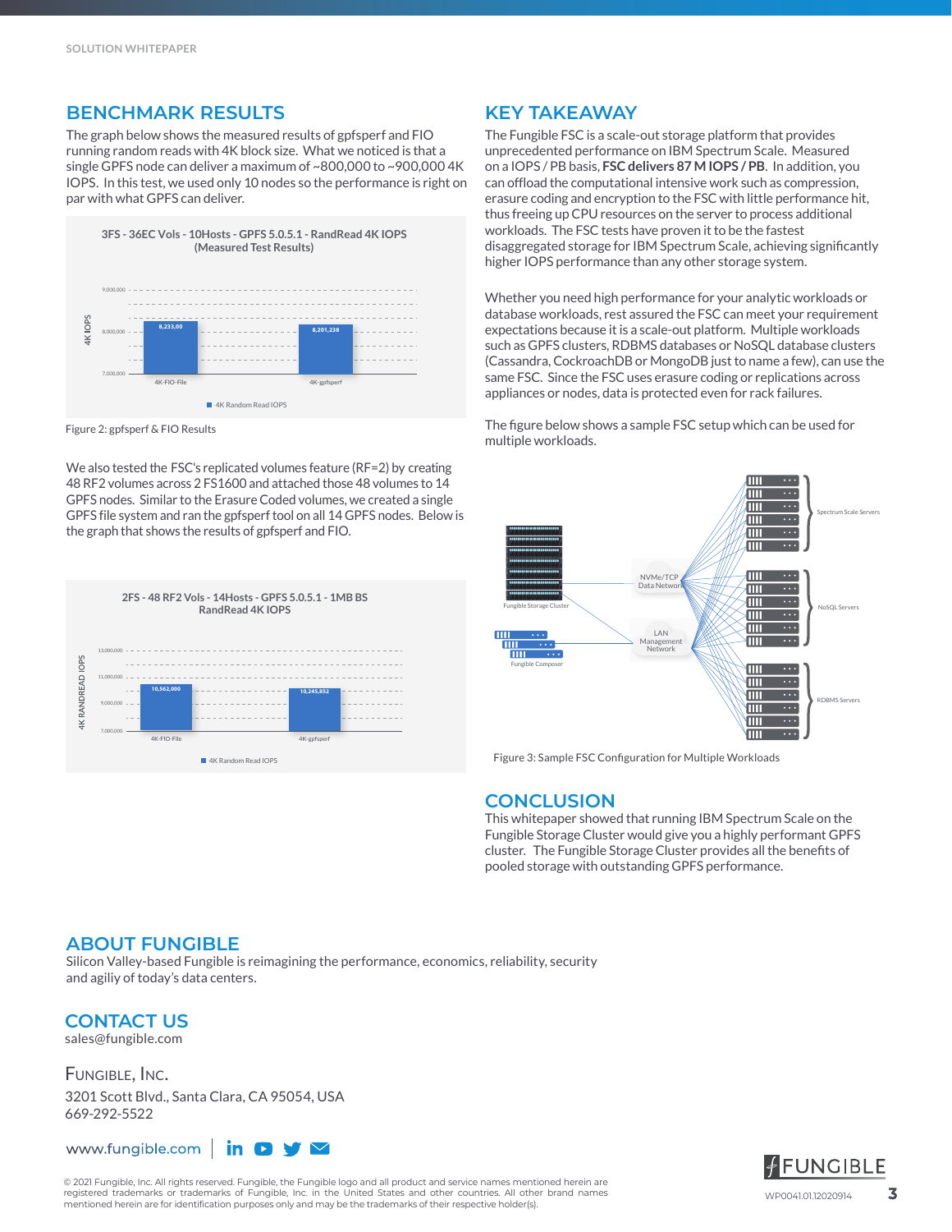## BENCHMARK RESULTS

The graph below shows the measured results of gpfsperf and FIO running random reads with 4K block size. What we noticed is that a single GPFS node can deliver a maximum of ~800,000 to ~900,000 4K IOPS. In this test, we used only 10 nodes so the performance is right on par with what GPFS can deliver.

3FS - 36EC Vols - 10Hosts - GPFS 5.0.5.1 - RandRead 4K IOPS
(Measured Test Results)

4K IOPS

9,000,000
8,000,000
7,000,000

8,233,00
8,201,238

4K-FIO-File
4K-gpfsperf

4K Random Read IOPS

Figure 2: gpfsperf & FIO Results

We also tested the FSC's replicated volumes feature (RF=2) by creating 48 RF2 volumes across 2 FS1600 and attached those 48 volumes to 14 GPFS nodes. Similar to the Erasure Coded volumes, we created a single GPFS file system and ran the gpfsperf tool on all 14 GPFS nodes. Below is the graph that shows the results of gpfsperf and FIO.

2FS - 48 RF2 Vols - 14Hosts - GPFS 5.0.5.1 - 1MB BS
RandRead 4K IOPS

4K RANDREAD IOPS

13,000,000
11,000,000
9,000,000
7,000,000

10,562,000
10,245,852

4K-FIO-File
4K-gpfsperf

4K Random Read IOPS

## KEY TAKEAWAY

The Fungible FSC is a scale-out storage platform that provides unprecedented performance on IBM Spectrum Scale. Measured on a IOPS / PB basis, **FSC delivers 87 M IOPS / PB**. In addition, you can offload the computational intensive work such as compression, erasure coding and encryption to the FSC with little performance hit, thus freeing up CPU resources on the server to process additional workloads. The FSC tests have proven it to be the fastest disaggregated storage for IBM Spectrum Scale, achieving significantly higher IOPS performance than any other storage system.

Whether you need high performance for your analytic workloads or database workloads, rest assured the FSC can meet your requirement expectations because it is a scale-out platform. Multiple workloads such as GPFS clusters, RDBMS databases or NoSQL database clusters (Cassandra, CockroachDB or MongoDB just to name a few), can use the same FSC. Since the FSC uses erasure coding or replications across appliances or nodes, data is protected even for rack failures.

The figure below shows a sample FSC setup which can be used for multiple workloads.

Spectrum Scale Servers
NVMe/TCP Data Network
Fungible Storage Cluster
NoSQL Servers
LAN Management Network
Fungible Composer
RDBMS Servers

Figure 3: Sample FSC Configuration for Multiple Workloads

## CONCLUSION

This whitepaper showed that running IBM Spectrum Scale on the Fungible Storage Cluster would give you a highly performant GPFS cluster. The Fungible Storage Cluster provides all the benefits of pooled storage with outstanding GPFS performance.

## ABOUT FUNGIBLE

Silicon Valley-based Fungible is reimagining the performance, economics, reliability, security and agiliy of today's data centers.

## CONTACT US

sales@fungible.com

FUNGIBLE, INC.

3201 Scott Blvd., Santa Clara, CA 95054, USA
669-292-5522

www.fungible.com

© 2021 Fungible, Inc. All rights reserved. Fungible, the Fungible logo and all product and service names mentioned herein are registered trademarks or trademarks of Fungible, Inc. in the United States and other countries. All other brand names mentioned herein are for identification purposes only and may be the trademarks of their respective holder(s).

WP0041.01.12020914